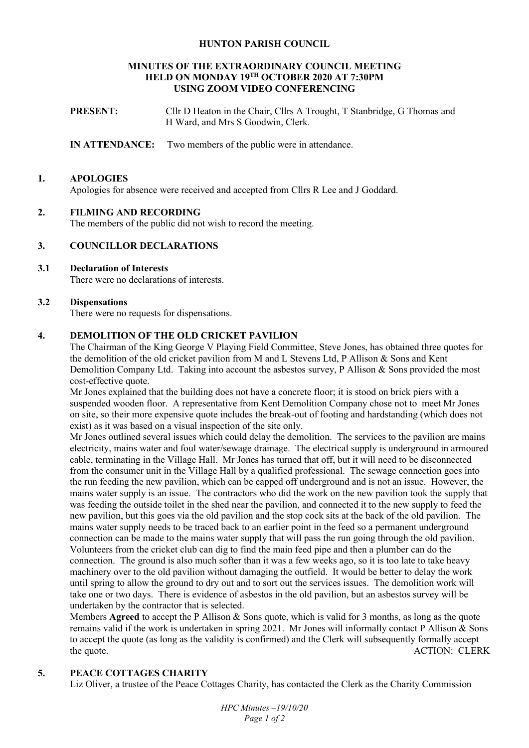# HUNTON PARISH COUNCIL

## MINUTES OF THE EXTRAORDINARY COUNCIL MEETING HELD ON MONDAY 19TH OCTOBER 2020 AT 7:30PM USING ZOOM VIDEO CONFERENCING

**PRESENT:** Cllr D Heaton in the Chair, Cllrs A Trought, T Stanbridge, G Thomas and H Ward, and Mrs S Goodwin, Clerk.

**IN ATTENDANCE:** Two members of the public were in attendance.

### 1. APOLOGIES

Apologies for absence were received and accepted from Cllrs R Lee and J Goddard.

### 2. FILMING AND RECORDING

The members of the public did not wish to record the meeting.

### 3. COUNCILLOR DECLARATIONS

#### 3.1 Declaration of Interests

There were no declarations of interests.

#### 3.2 Dispensations

There were no requests for dispensations.

### 4. DEMOLITION OF THE OLD CRICKET PAVILION

The Chairman of the King George V Playing Field Committee, Steve Jones, has obtained three quotes for the demolition of the old cricket pavilion from M and L Stevens Ltd, P Allison & Sons and Kent Demolition Company Ltd. Taking into account the asbestos survey, P Allison & Sons provided the most cost-effective quote.

Mr Jones explained that the building does not have a concrete floor; it is stood on brick piers with a suspended wooden floor. A representative from Kent Demolition Company chose not to meet Mr Jones on site, so their more expensive quote includes the break-out of footing and hardstanding (which does not exist) as it was based on a visual inspection of the site only.

Mr Jones outlined several issues which could delay the demolition. The services to the pavilion are mains electricity, mains water and foul water/sewage drainage. The electrical supply is underground in armoured cable, terminating in the Village Hall. Mr Jones has turned that off, but it will need to be disconnected from the consumer unit in the Village Hall by a qualified professional. The sewage connection goes into the run feeding the new pavilion, which can be capped off underground and is not an issue. However, the mains water supply is an issue. The contractors who did the work on the new pavilion took the supply that was feeding the outside toilet in the shed near the pavilion, and connected it to the new supply to feed the new pavilion, but this goes via the old pavilion and the stop cock sits at the back of the old pavilion. The mains water supply needs to be traced back to an earlier point in the feed so a permanent underground connection can be made to the mains water supply that will pass the run going through the old pavilion. Volunteers from the cricket club can dig to find the main feed pipe and then a plumber can do the connection. The ground is also much softer than it was a few weeks ago, so it is too late to take heavy machinery over to the old pavilion without damaging the outfield. It would be better to delay the work until spring to allow the ground to dry out and to sort out the services issues. The demolition work will take one or two days. There is evidence of asbestos in the old pavilion, but an asbestos survey will be undertaken by the contractor that is selected.

Members **Agreed** to accept the P Allison & Sons quote, which is valid for 3 months, as long as the quote remains valid if the work is undertaken in spring 2021. Mr Jones will informally contact P Allison & Sons to accept the quote (as long as the validity is confirmed) and the Clerk will subsequently formally accept the quote. ACTION: CLERK

### 5. PEACE COTTAGES CHARITY

Liz Oliver, a trustee of the Peace Cottages Charity, has contacted the Clerk as the Charity Commission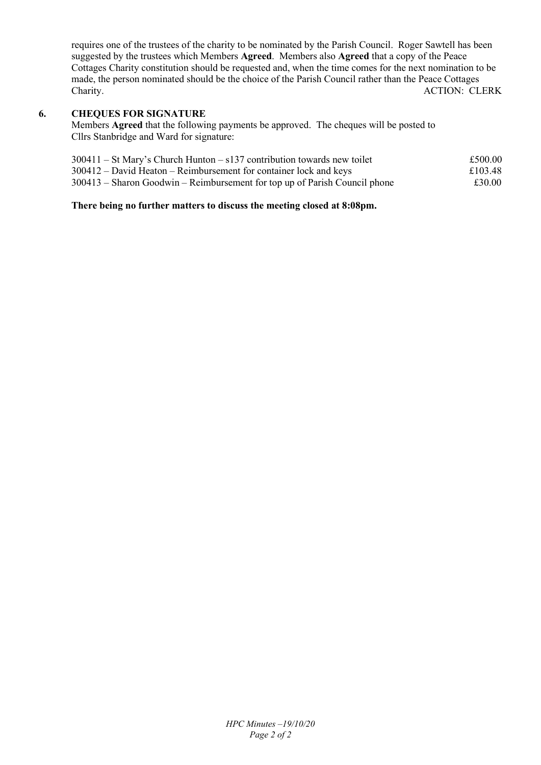requires one of the trustees of the charity to be nominated by the Parish Council. Roger Sawtell has been suggested by the trustees which Members **Agreed**. Members also **Agreed** that a copy of the Peace Cottages Charity constitution should be requested and, when the time comes for the next nomination to be made, the person nominated should be the choice of the Parish Council rather than the Peace Cottages Charity. ACTION: CLERK

## 6. CHEQUES FOR SIGNATURE

Members **Agreed** that the following payments be approved. The cheques will be posted to Cllrs Stanbridge and Ward for signature:

| | |
|---|---|
| 300411 – St Mary's Church Hunton – s137 contribution towards new toilet | £500.00 |
| 300412 – David Heaton – Reimbursement for container lock and keys | £103.48 |
| 300413 – Sharon Goodwin – Reimbursement for top up of Parish Council phone | £30.00 |

**There being no further matters to discuss the meeting closed at 8:08pm.**